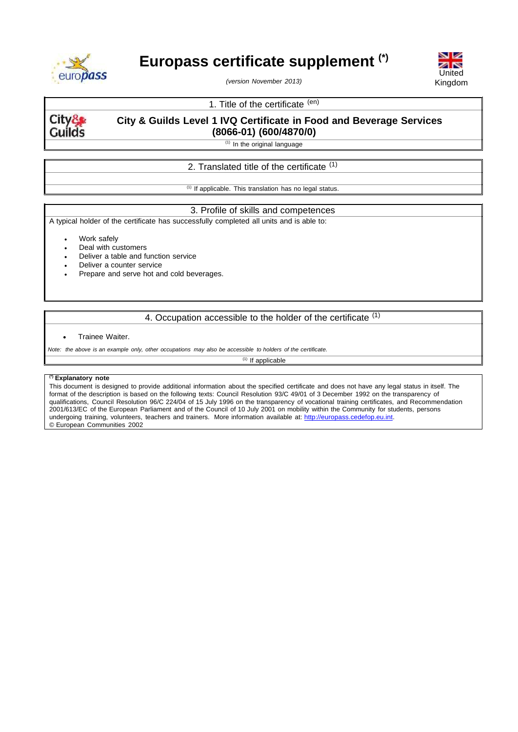# Europass certificate supplement [(*)]

*(version November 2013)*

United Kingdom

## 1. Title of the certificate [(en)]

**City & Guilds Level 1 IVQ Certificate in Food and Beverage Services (8066-01) (600/4870/0)**

[(1)] In the original language

## 2. Translated title of the certificate [(1)]

[(1)] If applicable. This translation has no legal status.

## 3. Profile of skills and competences

A typical holder of the certificate has successfully completed all units and is able to:

- Work safely
- Deal with customers
- Deliver a table and function service
- Deliver a counter service
- Prepare and serve hot and cold beverages.

## 4. Occupation accessible to the holder of the certificate [(1)]

- Trainee Waiter.

*Note: the above is an example only, other occupations may also be accessible to holders of the certificate.*

[(1)] If applicable

**[(*)] Explanatory note**

This document is designed to provide additional information about the specified certificate and does not have any legal status in itself. The format of the description is based on the following texts: Council Resolution 93/C 49/01 of 3 December 1992 on the transparency of qualifications, Council Resolution 96/C 224/04 of 15 July 1996 on the transparency of vocational training certificates, and Recommendation 2001/613/EC of the European Parliament and of the Council of 10 July 2001 on mobility within the Community for students, persons undergoing training, volunteers, teachers and trainers. More information available at: http://europass.cedefop.eu.int.

© European Communities 2002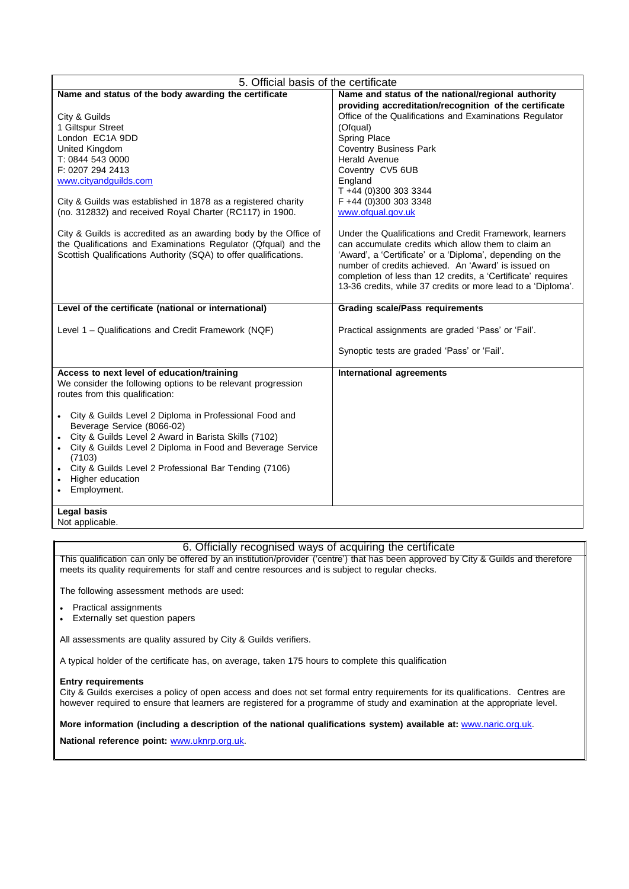## 5. Official basis of the certificate

| Name and status of the body awarding the certificate | Name and status of the national/regional authority providing accreditation/recognition of the certificate |
|---|---|
| City & Guilds<br>1 Giltspur Street<br>London EC1A 9DD<br>United Kingdom<br>T: 0844 543 0000<br>F: 0207 294 2413<br>www.cityandguilds.com<br><br>City & Guilds was established in 1878 as a registered charity (no. 312832) and received Royal Charter (RC117) in 1900.<br><br>City & Guilds is accredited as an awarding body by the Office of the Qualifications and Examinations Regulator (Qfqual) and the Scottish Qualifications Authority (SQA) to offer qualifications. | Office of the Qualifications and Examinations Regulator (Ofqual)<br>Spring Place<br>Coventry Business Park<br>Herald Avenue<br>Coventry CV5 6UB<br>England<br>T +44 (0)300 303 3344<br>F +44 (0)300 303 3348<br>www.ofqual.gov.uk<br><br>Under the Qualifications and Credit Framework, learners can accumulate credits which allow them to claim an 'Award', a 'Certificate' or a 'Diploma', depending on the number of credits achieved. An 'Award' is issued on completion of less than 12 credits, a 'Certificate' requires 13-36 credits, while 37 credits or more lead to a 'Diploma'. |
| **Level of the certificate (national or international)** | **Grading scale/Pass requirements** |
| Level 1 – Qualifications and Credit Framework (NQF) | Practical assignments are graded 'Pass' or 'Fail'.<br><br>Synoptic tests are graded 'Pass' or 'Fail'. |
| **Access to next level of education/training**<br>We consider the following options to be relevant progression routes from this qualification:<br><br>• City & Guilds Level 2 Diploma in Professional Food and Beverage Service (8066-02)<br>• City & Guilds Level 2 Award in Barista Skills (7102)<br>• City & Guilds Level 2 Diploma in Food and Beverage Service (7103)<br>• City & Guilds Level 2 Professional Bar Tending (7106)<br>• Higher education<br>• Employment. | **International agreements** |
| **Legal basis**<br>Not applicable. | |

## 6. Officially recognised ways of acquiring the certificate

This qualification can only be offered by an institution/provider ('centre') that has been approved by City & Guilds and therefore meets its quality requirements for staff and centre resources and is subject to regular checks.

The following assessment methods are used:

- Practical assignments
- Externally set question papers

All assessments are quality assured by City & Guilds verifiers.

A typical holder of the certificate has, on average, taken 175 hours to complete this qualification

**Entry requirements**
City & Guilds exercises a policy of open access and does not set formal entry requirements for its qualifications. Centres are however required to ensure that learners are registered for a programme of study and examination at the appropriate level.

**More information (including a description of the national qualifications system) available at:** www.naric.org.uk.

**National reference point:** www.uknrp.org.uk.